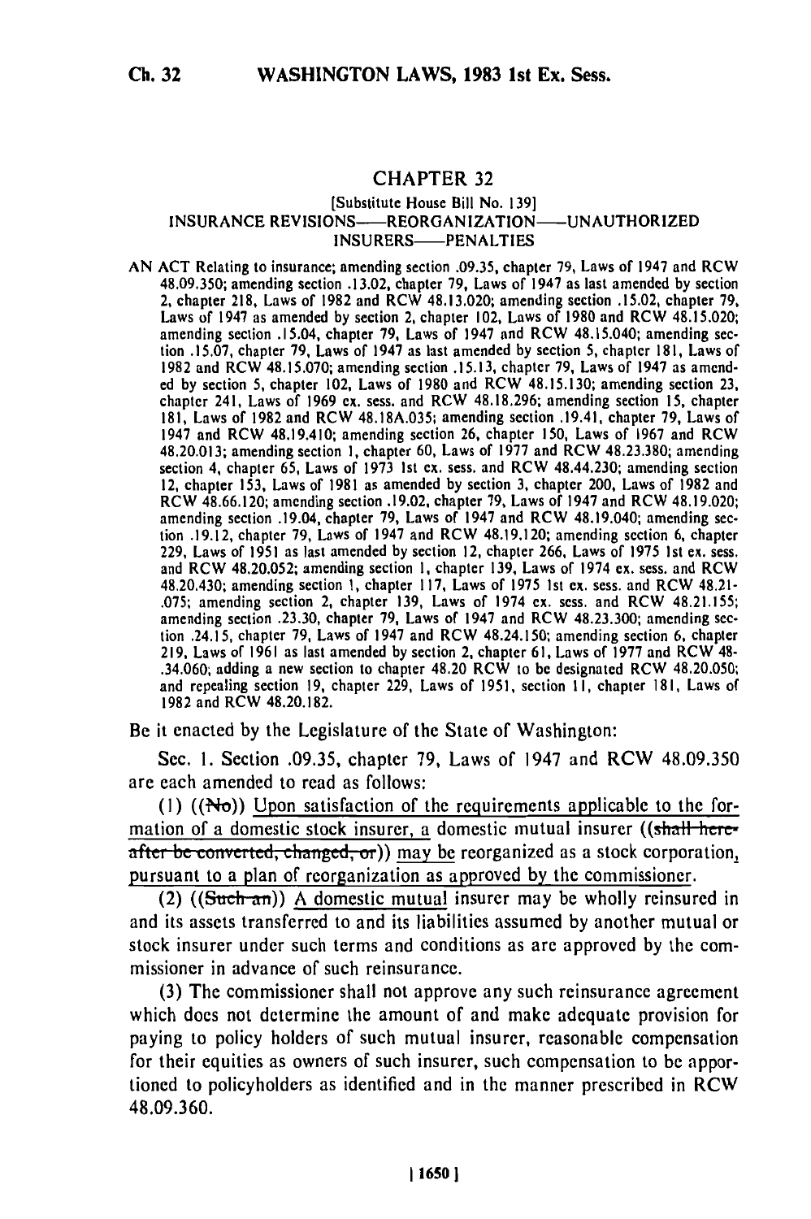# CHAPTER 32

[Substitute House Bill No. 139]

INSURANCE REVISIONS—REORGANIZATION—UNAUTHORIZED INSURERS—PENALTIES

AN ACT Relating to insurance; amending section .09.35, chapter 79, Laws of 1947 and RCW 48.09.350; amending section .13.02, chapter 79, Laws of 1947 as last amended by section 2, chapter 218, Laws of 1982 and RCW 48.13.020; amending section .15.02, chapter 79, Laws of 1947 as amended by section 2, chapter 102, Laws of 1980 and RCW 48.15.020; amending section .15.04, chapter 79, Laws of 1947 and RCW 48.15.040; amending section .15.07, chapter 79, Laws of 1947 as last amended by section 5, chapter 181, Laws of 1982 and RCW 48.15.070; amending section .15.13, chapter 79, Laws of 1947 as amended by section 5, chapter 102, Laws of 1980 and RCW 48.15.130; amending section 23, chapter 241, Laws of 1969 ex. sess. and RCW 48.18.296; amending section 15, chapter 181, Laws of 1982 and RCW 48.18A.035; amending section .19.41, chapter 79, Laws of 1947 and RCW 48.19.410; amending section 26, chapter 150, Laws of 1967 and RCW 48.20.013; amending section 1, chapter 60, Laws of 1977 and RCW 48.23.380; amending section 4, chapter 65, Laws of 1973 1st ex. sess. and RCW 48.44.230; amending section 12, chapter 153, Laws of 1981 as amended by section 3, chapter 200, Laws of 1982 and RCW 48.66.120; amending section .19.02, chapter 79, Laws of 1947 and RCW 48.19.020; amending section .19.04, chapter 79, Laws of 1947 and RCW 48.19.040; amending section .19.12, chapter 79, Laws of 1947 and RCW 48.19.120; amending section 6, chapter 229, Laws of 1951 as last amended by section 12, chapter 266, Laws of 1975 1st ex. sess. and RCW 48.20.052; amending section 1, chapter 139, Laws of 1974 ex. sess. and RCW 48.20.430; amending section 1, chapter 117, Laws of 1975 1st ex. sess. and RCW 48.21.075; amending section 2, chapter 139, Laws of 1974 ex. sess. and RCW 48.21.155; amending section .23.30, chapter 79, Laws of 1947 and RCW 48.23.300; amending section .24.15, chapter 79, Laws of 1947 and RCW 48.24.150; amending section 6, chapter 219, Laws of 1961 as last amended by section 2, chapter 61, Laws of 1977 and RCW 48.34.060; adding a new section to chapter 48.20 RCW to be designated RCW 48.20.050; and repealing section 19, chapter 229, Laws of 1951, section 11, chapter 181, Laws of 1982 and RCW 48.20.182.

Be it enacted by the Legislature of the State of Washington:

Sec. 1. Section .09.35, chapter 79, Laws of 1947 and RCW 48.09.350 are each amended to read as follows:

(1) ((~~No~~)) Upon satisfaction of the requirements applicable to the formation of a domestic stock insurer, a domestic mutual insurer ((~~shall hereafter be converted, changed, or~~)) may be reorganized as a stock corporation, pursuant to a plan of reorganization as approved by the commissioner.

(2) ((~~Such an~~)) A domestic mutual insurer may be wholly reinsured in and its assets transferred to and its liabilities assumed by another mutual or stock insurer under such terms and conditions as are approved by the commissioner in advance of such reinsurance.

(3) The commissioner shall not approve any such reinsurance agreement which does not determine the amount of and make adequate provision for paying to policy holders of such mutual insurer, reasonable compensation for their equities as owners of such insurer, such compensation to be apportioned to policyholders as identified and in the manner prescribed in RCW 48.09.360.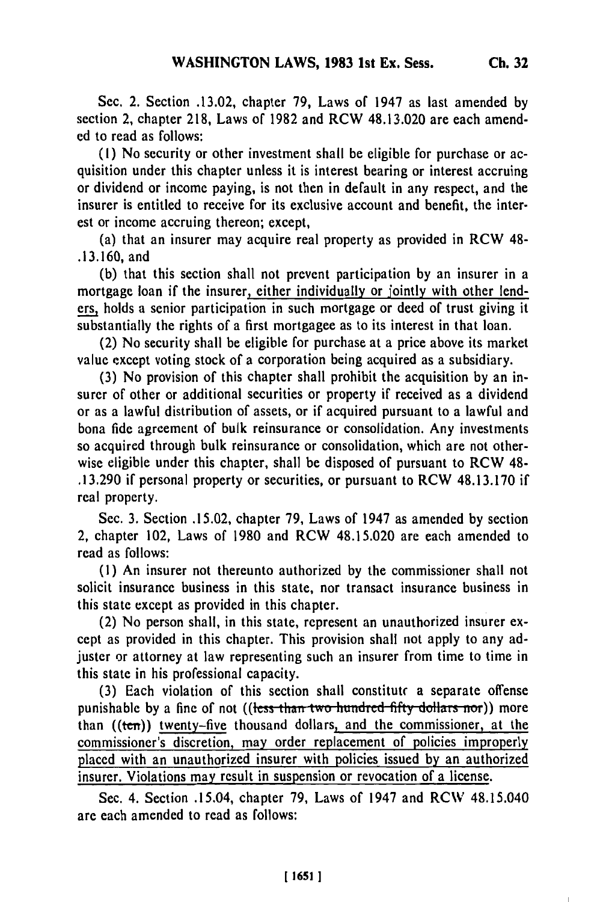Sec. 2. Section .13.02, chapter 79, Laws of 1947 as last amended by section 2, chapter 218, Laws of 1982 and RCW 48.13.020 are each amended to read as follows:

(1) No security or other investment shall be eligible for purchase or acquisition under this chapter unless it is interest bearing or interest accruing or dividend or income paying, is not then in default in any respect, and the insurer is entitled to receive for its exclusive account and benefit, the interest or income accruing thereon; except,

(a) that an insurer may acquire real property as provided in RCW 48-.13.160, and

(b) that this section shall not prevent participation by an insurer in a mortgage loan if the insurer, either individually or jointly with other lenders, holds a senior participation in such mortgage or deed of trust giving it substantially the rights of a first mortgagee as to its interest in that loan.

(2) No security shall be eligible for purchase at a price above its market value except voting stock of a corporation being acquired as a subsidiary.

(3) No provision of this chapter shall prohibit the acquisition by an insurer of other or additional securities or property if received as a dividend or as a lawful distribution of assets, or if acquired pursuant to a lawful and bona fide agreement of bulk reinsurance or consolidation. Any investments so acquired through bulk reinsurance or consolidation, which are not otherwise eligible under this chapter, shall be disposed of pursuant to RCW 48-.13.290 if personal property or securities, or pursuant to RCW 48.13.170 if real property.

Sec. 3. Section .15.02, chapter 79, Laws of 1947 as amended by section 2, chapter 102, Laws of 1980 and RCW 48.15.020 are each amended to read as follows:

(1) An insurer not thereunto authorized by the commissioner shall not solicit insurance business in this state, nor transact insurance business in this state except as provided in this chapter.

(2) No person shall, in this state, represent an unauthorized insurer except as provided in this chapter. This provision shall not apply to any adjuster or attorney at law representing such an insurer from time to time in this state in his professional capacity.

(3) Each violation of this section shall constitute a separate offense punishable by a fine of not ((~~less than two hundred fifty dollars nor~~)) more than ((~~ten~~)) twenty-five thousand dollars, and the commissioner, at the commissioner's discretion, may order replacement of policies improperly placed with an unauthorized insurer with policies issued by an authorized insurer. Violations may result in suspension or revocation of a license.

Sec. 4. Section .15.04, chapter 79, Laws of 1947 and RCW 48.15.040 are each amended to read as follows: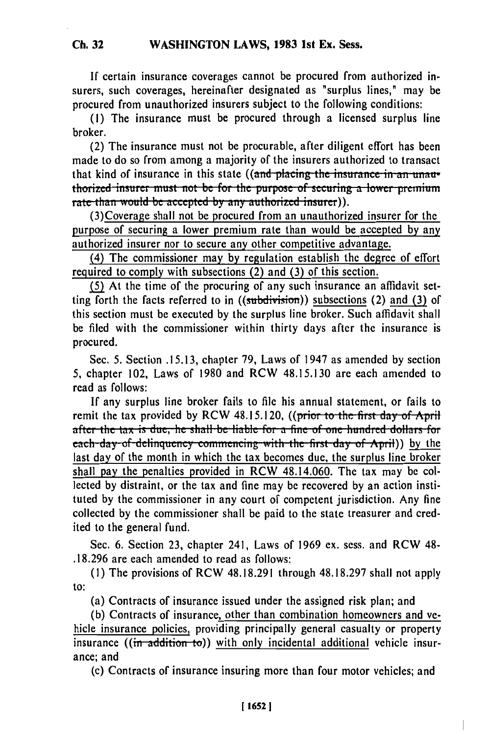If certain insurance coverages cannot be procured from authorized insurers, such coverages, hereinafter designated as "surplus lines," may be procured from unauthorized insurers subject to the following conditions:

(1) The insurance must be procured through a licensed surplus line broker.

(2) The insurance must not be procurable, after diligent effort has been made to do so from among a majority of the insurers authorized to transact that kind of insurance in this state ((~~and placing the insurance in an unauthorized insurer must not be for the purpose of securing a lower premium rate than would be accepted by any authorized insurer~~)).

(3) Coverage shall not be procured from an unauthorized insurer for the purpose of securing a lower premium rate than would be accepted by any authorized insurer nor to secure any other competitive advantage.

(4) The commissioner may by regulation establish the degree of effort required to comply with subsections (2) and (3) of this section.

(5) At the time of the procuring of any such insurance an affidavit setting forth the facts referred to in ((~~subdivision~~)) subsections (2) and (3) of this section must be executed by the surplus line broker. Such affidavit shall be filed with the commissioner within thirty days after the insurance is procured.

Sec. 5. Section .15.13, chapter 79, Laws of 1947 as amended by section 5, chapter 102, Laws of 1980 and RCW 48.15.130 are each amended to read as follows:

If any surplus line broker fails to file his annual statement, or fails to remit the tax provided by RCW 48.15.120, ((~~prior to the first day of April after the tax is due, he shall be liable for a fine of one hundred dollars for each day of delinquency commencing with the first day of April~~)) by the last day of the month in which the tax becomes due, the surplus line broker shall pay the penalties provided in RCW 48.14.060. The tax may be collected by distraint, or the tax and fine may be recovered by an action instituted by the commissioner in any court of competent jurisdiction. Any fine collected by the commissioner shall be paid to the state treasurer and credited to the general fund.

Sec. 6. Section 23, chapter 241, Laws of 1969 ex. sess. and RCW 48.18.296 are each amended to read as follows:

(1) The provisions of RCW 48.18.291 through 48.18.297 shall not apply to:

(a) Contracts of insurance issued under the assigned risk plan; and

(b) Contracts of insurance, other than combination homeowners and vehicle insurance policies, providing principally general casualty or property insurance ((~~in addition to~~)) with only incidental additional vehicle insurance; and

(c) Contracts of insurance insuring more than four motor vehicles; and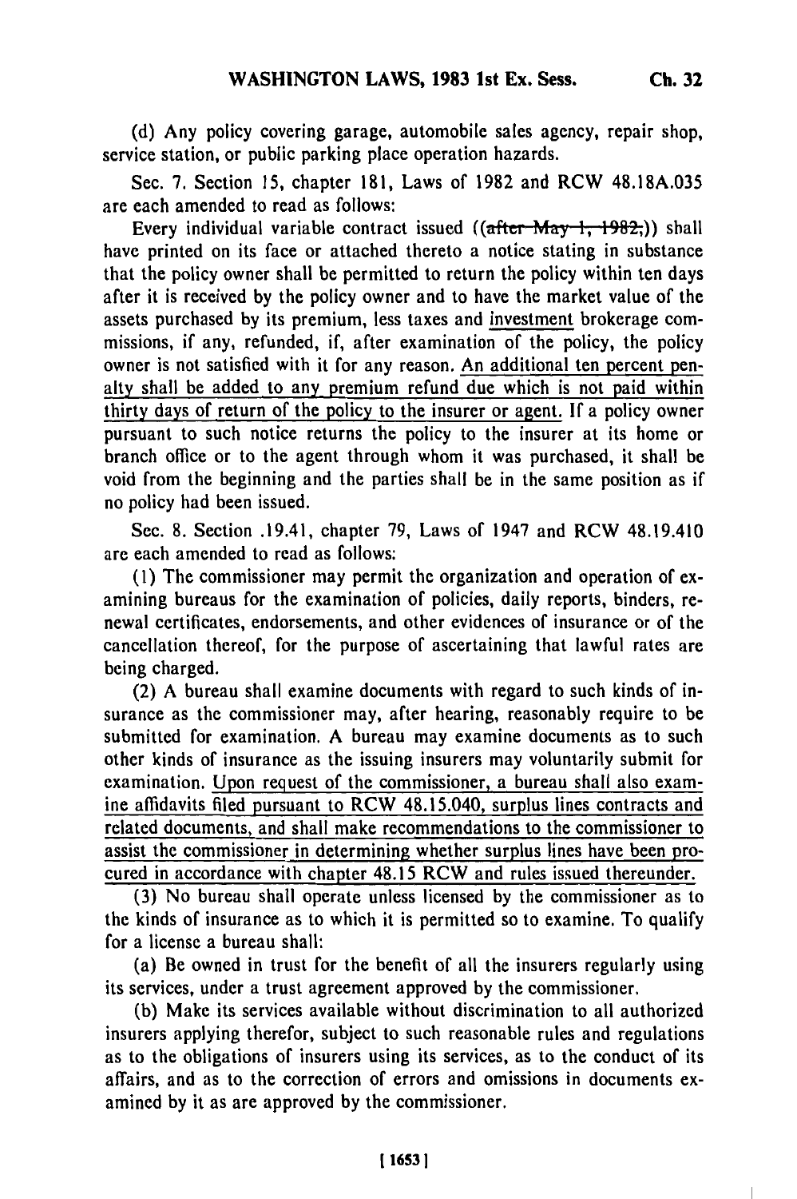(d) Any policy covering garage, automobile sales agency, repair shop, service station, or public parking place operation hazards.

Sec. 7. Section 15, chapter 181, Laws of 1982 and RCW 48.18A.035 are each amended to read as follows:

Every individual variable contract issued ((~~after May 1, 1982,~~)) shall have printed on its face or attached thereto a notice stating in substance that the policy owner shall be permitted to return the policy within ten days after it is received by the policy owner and to have the market value of the assets purchased by its premium, less taxes and investment brokerage commissions, if any, refunded, if, after examination of the policy, the policy owner is not satisfied with it for any reason. An additional ten percent penalty shall be added to any premium refund due which is not paid within thirty days of return of the policy to the insurer or agent. If a policy owner pursuant to such notice returns the policy to the insurer at its home or branch office or to the agent through whom it was purchased, it shall be void from the beginning and the parties shall be in the same position as if no policy had been issued.

Sec. 8. Section .19.41, chapter 79, Laws of 1947 and RCW 48.19.410 are each amended to read as follows:

(1) The commissioner may permit the organization and operation of examining bureaus for the examination of policies, daily reports, binders, renewal certificates, endorsements, and other evidences of insurance or of the cancellation thereof, for the purpose of ascertaining that lawful rates are being charged.

(2) A bureau shall examine documents with regard to such kinds of insurance as the commissioner may, after hearing, reasonably require to be submitted for examination. A bureau may examine documents as to such other kinds of insurance as the issuing insurers may voluntarily submit for examination. Upon request of the commissioner, a bureau shall also examine affidavits filed pursuant to RCW 48.15.040, surplus lines contracts and related documents, and shall make recommendations to the commissioner to assist the commissioner in determining whether surplus lines have been procured in accordance with chapter 48.15 RCW and rules issued thereunder.

(3) No bureau shall operate unless licensed by the commissioner as to the kinds of insurance as to which it is permitted so to examine. To qualify for a license a bureau shall:

(a) Be owned in trust for the benefit of all the insurers regularly using its services, under a trust agreement approved by the commissioner.

(b) Make its services available without discrimination to all authorized insurers applying therefor, subject to such reasonable rules and regulations as to the obligations of insurers using its services, as to the conduct of its affairs, and as to the correction of errors and omissions in documents examined by it as are approved by the commissioner.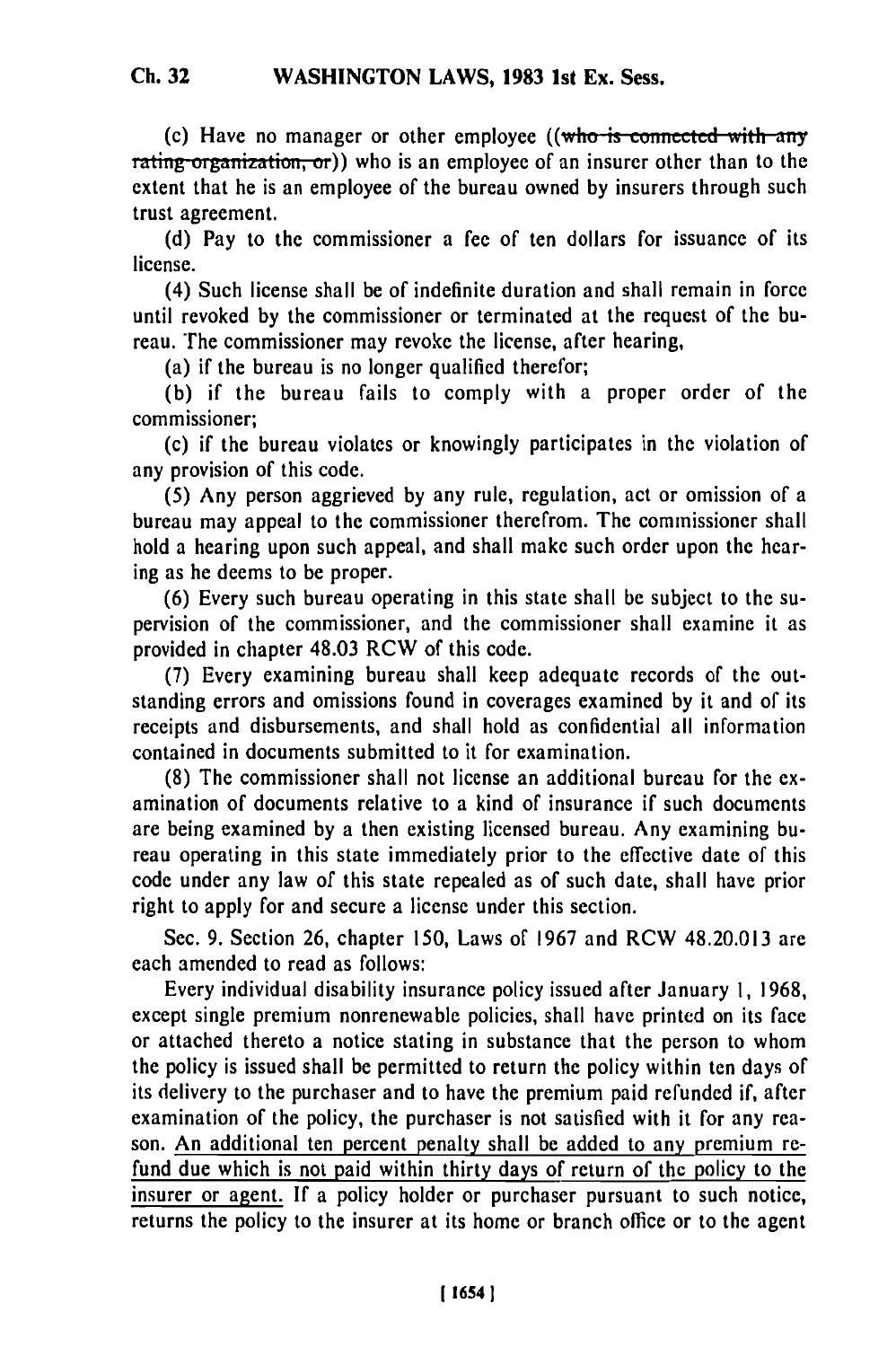(c) Have no manager or other employee ((~~who is connected with any rating organization, or~~)) who is an employee of an insurer other than to the extent that he is an employee of the bureau owned by insurers through such trust agreement.

(d) Pay to the commissioner a fee of ten dollars for issuance of its license.

(4) Such license shall be of indefinite duration and shall remain in force until revoked by the commissioner or terminated at the request of the bureau. The commissioner may revoke the license, after hearing,

(a) if the bureau is no longer qualified therefor;

(b) if the bureau fails to comply with a proper order of the commissioner;

(c) if the bureau violates or knowingly participates in the violation of any provision of this code.

(5) Any person aggrieved by any rule, regulation, act or omission of a bureau may appeal to the commissioner therefrom. The commissioner shall hold a hearing upon such appeal, and shall make such order upon the hearing as he deems to be proper.

(6) Every such bureau operating in this state shall be subject to the supervision of the commissioner, and the commissioner shall examine it as provided in chapter 48.03 RCW of this code.

(7) Every examining bureau shall keep adequate records of the outstanding errors and omissions found in coverages examined by it and of its receipts and disbursements, and shall hold as confidential all information contained in documents submitted to it for examination.

(8) The commissioner shall not license an additional bureau for the examination of documents relative to a kind of insurance if such documents are being examined by a then existing licensed bureau. Any examining bureau operating in this state immediately prior to the effective date of this code under any law of this state repealed as of such date, shall have prior right to apply for and secure a license under this section.

Sec. 9. Section 26, chapter 150, Laws of 1967 and RCW 48.20.013 are each amended to read as follows:

Every individual disability insurance policy issued after January 1, 1968, except single premium nonrenewable policies, shall have printed on its face or attached thereto a notice stating in substance that the person to whom the policy is issued shall be permitted to return the policy within ten days of its delivery to the purchaser and to have the premium paid refunded if, after examination of the policy, the purchaser is not satisfied with it for any reason. <u>An additional ten percent penalty shall be added to any premium refund due which is not paid within thirty days of return of the policy to the insurer or agent.</u> If a policy holder or purchaser pursuant to such notice, returns the policy to the insurer at its home or branch office or to the agent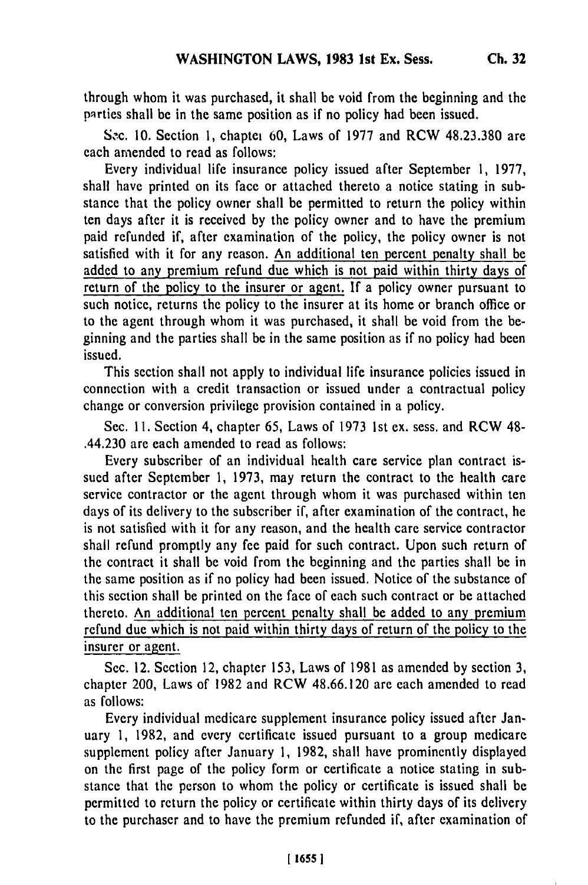through whom it was purchased, it shall be void from the beginning and the parties shall be in the same position as if no policy had been issued.

Sec. 10. Section 1, chapter 60, Laws of 1977 and RCW 48.23.380 are each amended to read as follows:

Every individual life insurance policy issued after September 1, 1977, shall have printed on its face or attached thereto a notice stating in substance that the policy owner shall be permitted to return the policy within ten days after it is received by the policy owner and to have the premium paid refunded if, after examination of the policy, the policy owner is not satisfied with it for any reason. An additional ten percent penalty shall be added to any premium refund due which is not paid within thirty days of return of the policy to the insurer or agent. If a policy owner pursuant to such notice, returns the policy to the insurer at its home or branch office or to the agent through whom it was purchased, it shall be void from the beginning and the parties shall be in the same position as if no policy had been issued.

This section shall not apply to individual life insurance policies issued in connection with a credit transaction or issued under a contractual policy change or conversion privilege provision contained in a policy.

Sec. 11. Section 4, chapter 65, Laws of 1973 1st ex. sess. and RCW 48-.44.230 are each amended to read as follows:

Every subscriber of an individual health care service plan contract issued after September 1, 1973, may return the contract to the health care service contractor or the agent through whom it was purchased within ten days of its delivery to the subscriber if, after examination of the contract, he is not satisfied with it for any reason, and the health care service contractor shall refund promptly any fee paid for such contract. Upon such return of the contract it shall be void from the beginning and the parties shall be in the same position as if no policy had been issued. Notice of the substance of this section shall be printed on the face of each such contract or be attached thereto. An additional ten percent penalty shall be added to any premium refund due which is not paid within thirty days of return of the policy to the insurer or agent.

Sec. 12. Section 12, chapter 153, Laws of 1981 as amended by section 3, chapter 200, Laws of 1982 and RCW 48.66.120 are each amended to read as follows:

Every individual medicare supplement insurance policy issued after January 1, 1982, and every certificate issued pursuant to a group medicare supplement policy after January 1, 1982, shall have prominently displayed on the first page of the policy form or certificate a notice stating in substance that the person to whom the policy or certificate is issued shall be permitted to return the policy or certificate within thirty days of its delivery to the purchaser and to have the premium refunded if, after examination of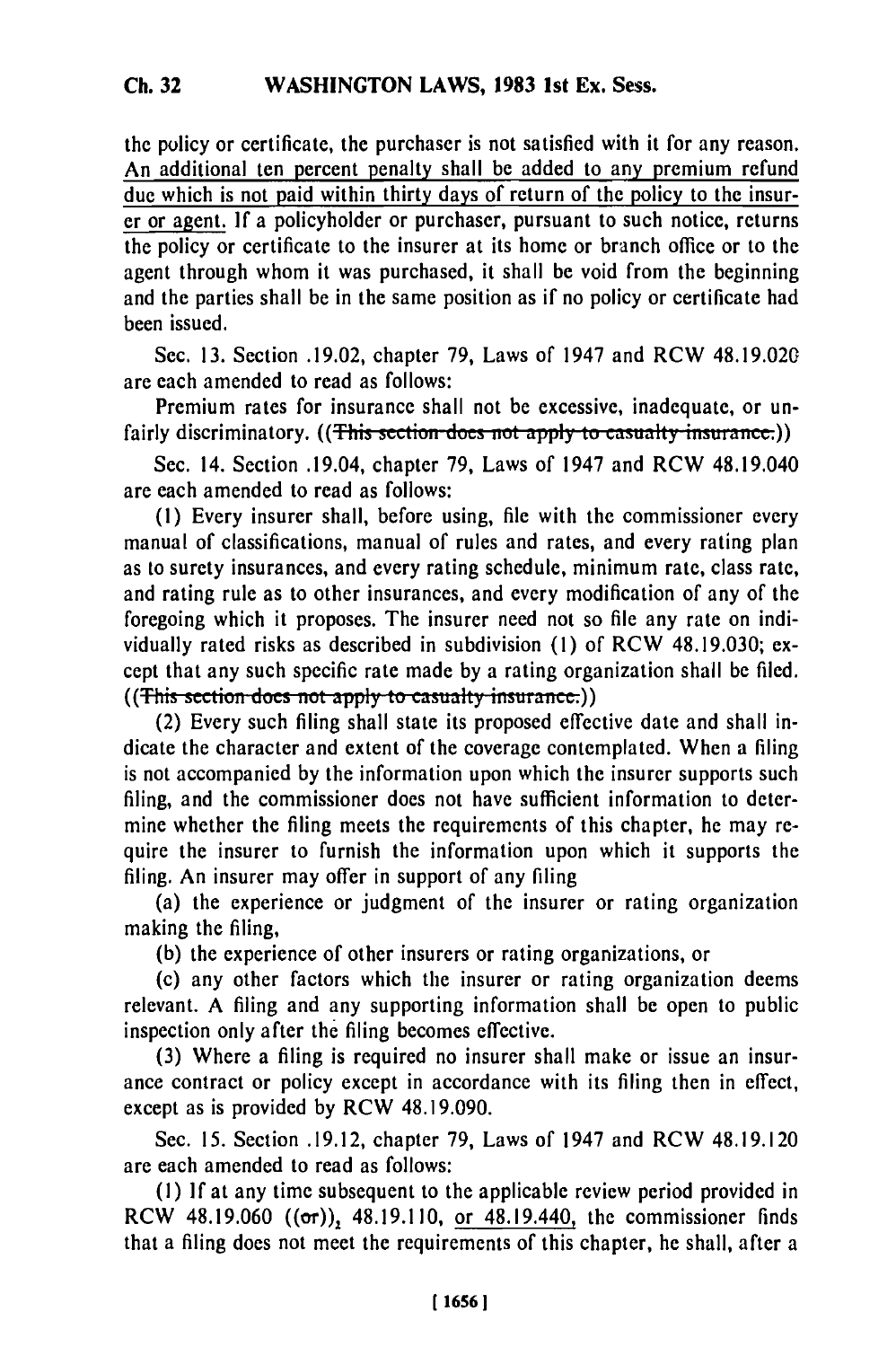the policy or certificate, the purchaser is not satisfied with it for any reason. An additional ten percent penalty shall be added to any premium refund due which is not paid within thirty days of return of the policy to the insurer or agent. If a policyholder or purchaser, pursuant to such notice, returns the policy or certificate to the insurer at its home or branch office or to the agent through whom it was purchased, it shall be void from the beginning and the parties shall be in the same position as if no policy or certificate had been issued.

Sec. 13. Section .19.02, chapter 79, Laws of 1947 and RCW 48.19.020 are each amended to read as follows:

Premium rates for insurance shall not be excessive, inadequate, or unfairly discriminatory. ((~~This section does not apply to casualty insurance.~~))

Sec. 14. Section .19.04, chapter 79, Laws of 1947 and RCW 48.19.040 are each amended to read as follows:

(1) Every insurer shall, before using, file with the commissioner every manual of classifications, manual of rules and rates, and every rating plan as to surety insurances, and every rating schedule, minimum rate, class rate, and rating rule as to other insurances, and every modification of any of the foregoing which it proposes. The insurer need not so file any rate on individually rated risks as described in subdivision (1) of RCW 48.19.030; except that any such specific rate made by a rating organization shall be filed. ((~~This section does not apply to casualty insurance.~~))

(2) Every such filing shall state its proposed effective date and shall indicate the character and extent of the coverage contemplated. When a filing is not accompanied by the information upon which the insurer supports such filing, and the commissioner does not have sufficient information to determine whether the filing meets the requirements of this chapter, he may require the insurer to furnish the information upon which it supports the filing. An insurer may offer in support of any filing

(a) the experience or judgment of the insurer or rating organization making the filing,

(b) the experience of other insurers or rating organizations, or

(c) any other factors which the insurer or rating organization deems relevant. A filing and any supporting information shall be open to public inspection only after the filing becomes effective.

(3) Where a filing is required no insurer shall make or issue an insurance contract or policy except in accordance with its filing then in effect, except as is provided by RCW 48.19.090.

Sec. 15. Section .19.12, chapter 79, Laws of 1947 and RCW 48.19.120 are each amended to read as follows:

(1) If at any time subsequent to the applicable review period provided in RCW 48.19.060 ((~~or~~)), 48.19.110, or 48.19.440, the commissioner finds that a filing does not meet the requirements of this chapter, he shall, after a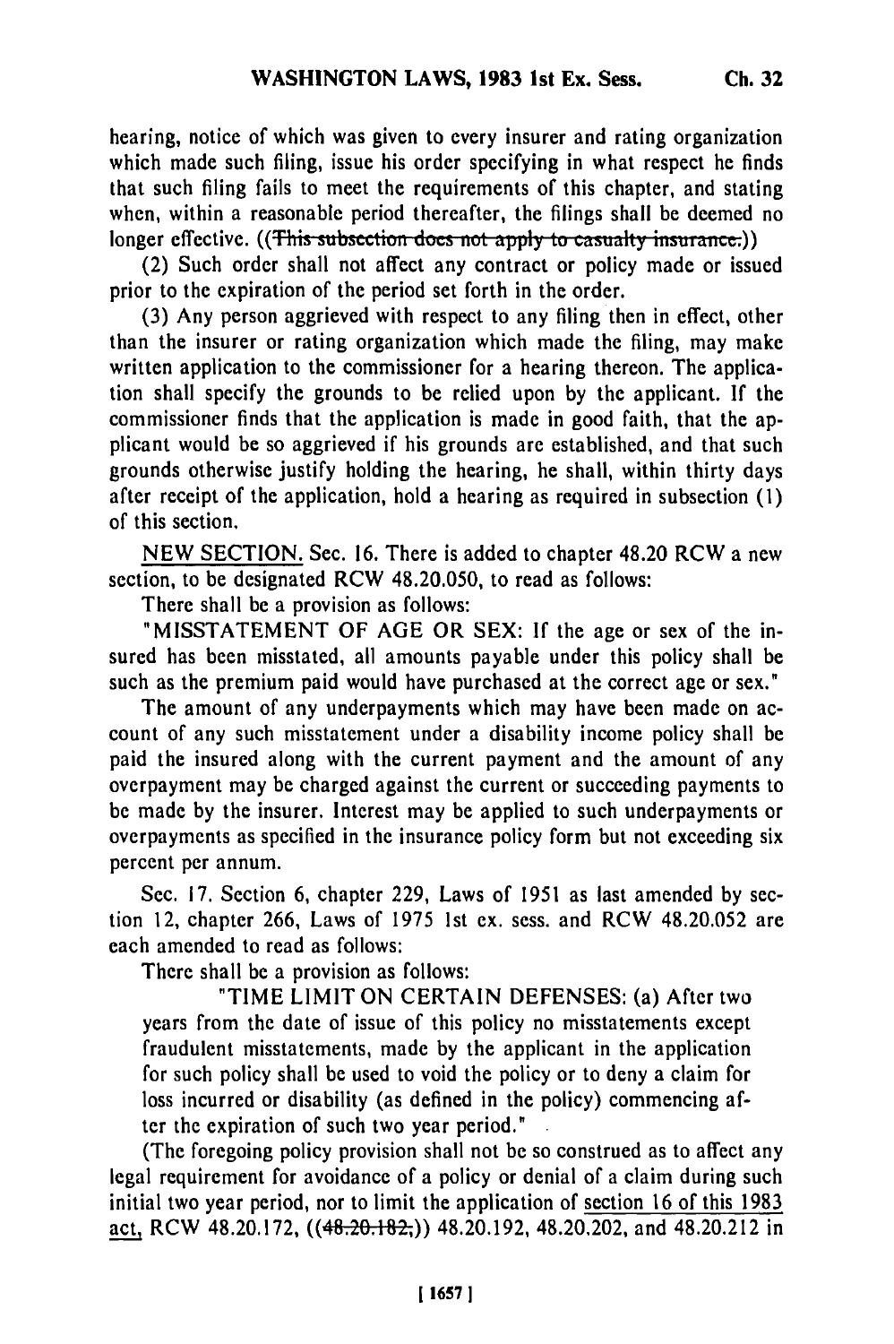hearing, notice of which was given to every insurer and rating organization which made such filing, issue his order specifying in what respect he finds that such filing fails to meet the requirements of this chapter, and stating when, within a reasonable period thereafter, the filings shall be deemed no longer effective. ((~~This subsection does not apply to casualty insurance.~~))

(2) Such order shall not affect any contract or policy made or issued prior to the expiration of the period set forth in the order.

(3) Any person aggrieved with respect to any filing then in effect, other than the insurer or rating organization which made the filing, may make written application to the commissioner for a hearing thereon. The application shall specify the grounds to be relied upon by the applicant. If the commissioner finds that the application is made in good faith, that the applicant would be so aggrieved if his grounds are established, and that such grounds otherwise justify holding the hearing, he shall, within thirty days after receipt of the application, hold a hearing as required in subsection (1) of this section.

NEW SECTION. Sec. 16. There is added to chapter 48.20 RCW a new section, to be designated RCW 48.20.050, to read as follows:

There shall be a provision as follows:

"MISSTATEMENT OF AGE OR SEX: If the age or sex of the insured has been misstated, all amounts payable under this policy shall be such as the premium paid would have purchased at the correct age or sex."

The amount of any underpayments which may have been made on account of any such misstatement under a disability income policy shall be paid the insured along with the current payment and the amount of any overpayment may be charged against the current or succeeding payments to be made by the insurer. Interest may be applied to such underpayments or overpayments as specified in the insurance policy form but not exceeding six percent per annum.

Sec. 17. Section 6, chapter 229, Laws of 1951 as last amended by section 12, chapter 266, Laws of 1975 1st ex. sess. and RCW 48.20.052 are each amended to read as follows:

There shall be a provision as follows:

> "TIME LIMIT ON CERTAIN DEFENSES: (a) After two years from the date of issue of this policy no misstatements except fraudulent misstatements, made by the applicant in the application for such policy shall be used to void the policy or to deny a claim for loss incurred or disability (as defined in the policy) commencing after the expiration of such two year period."

(The foregoing policy provision shall not be so construed as to affect any legal requirement for avoidance of a policy or denial of a claim during such initial two year period, nor to limit the application of section 16 of this 1983 act, RCW 48.20.172, ((~~48.20.182,~~)) 48.20.192, 48.20.202, and 48.20.212 in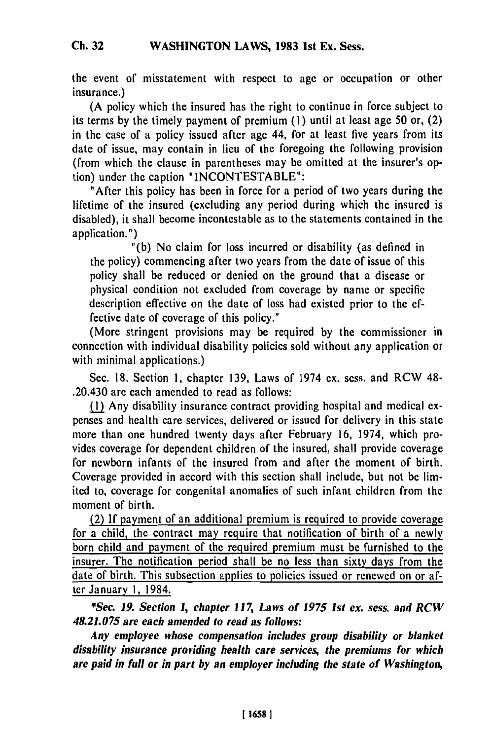the event of misstatement with respect to age or occupation or other insurance.)

(A policy which the insured has the right to continue in force subject to its terms by the timely payment of premium (1) until at least age 50 or, (2) in the case of a policy issued after age 44, for at least five years from its date of issue, may contain in lieu of the foregoing the following provision (from which the clause in parentheses may be omitted at the insurer's option) under the caption "INCONTESTABLE":

"After this policy has been in force for a period of two years during the lifetime of the insured (excluding any period during which the insured is disabled), it shall become incontestable as to the statements contained in the application.")

"(b) No claim for loss incurred or disability (as defined in the policy) commencing after two years from the date of issue of this policy shall be reduced or denied on the ground that a disease or physical condition not excluded from coverage by name or specific description effective on the date of loss had existed prior to the effective date of coverage of this policy."

(More stringent provisions may be required by the commissioner in connection with individual disability policies sold without any application or with minimal applications.)

Sec. 18. Section 1, chapter 139, Laws of 1974 ex. sess. and RCW 48-.20.430 are each amended to read as follows:

(1) Any disability insurance contract providing hospital and medical expenses and health care services, delivered or issued for delivery in this state more than one hundred twenty days after February 16, 1974, which provides coverage for dependent children of the insured, shall provide coverage for newborn infants of the insured from and after the moment of birth. Coverage provided in accord with this section shall include, but not be limited to, coverage for congenital anomalies of such infant children from the moment of birth.

(2) If payment of an additional premium is required to provide coverage for a child, the contract may require that notification of birth of a newly born child and payment of the required premium must be furnished to the insurer. The notification period shall be no less than sixty days from the date of birth. This subsection applies to policies issued or renewed on or after January 1, 1984.

***Sec. 19. Section 1, chapter 117, Laws of 1975 1st ex. sess. and RCW 48.21.075 are each amended to read as follows:***

***Any employee whose compensation includes group disability or blanket disability insurance providing health care services, the premiums for which are paid in full or in part by an employer including the state of Washington,***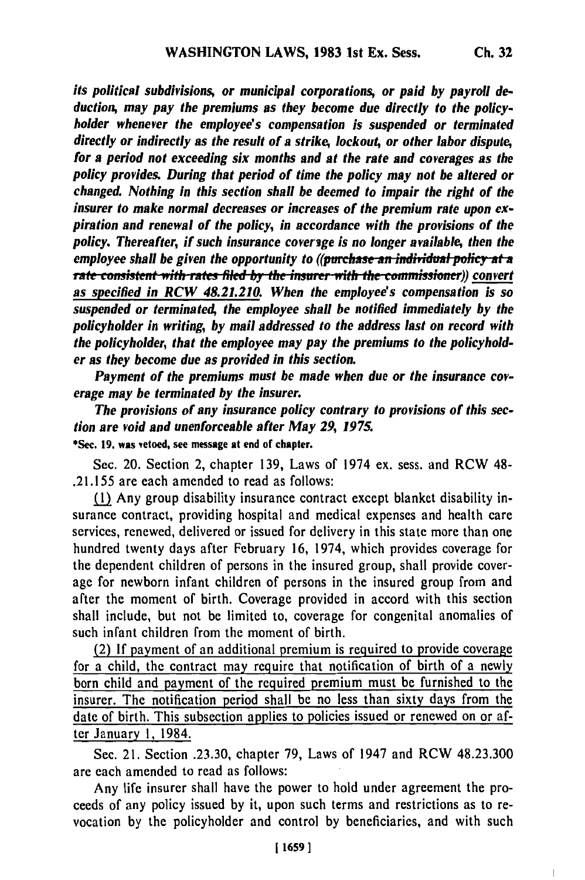*its political subdivisions, or municipal corporations, or paid by payroll deduction, may pay the premiums as they become due directly to the policyholder whenever the employee's compensation is suspended or terminated directly or indirectly as the result of a strike, lockout, or other labor dispute, for a period not exceeding six months and at the rate and coverages as the policy provides. During that period of time the policy may not be altered or changed. Nothing in this section shall be deemed to impair the right of the insurer to make normal decreases or increases of the premium rate upon expiration and renewal of the policy, in accordance with the provisions of the policy. Thereafter, if such insurance coverage is no longer available, then the employee shall be given the opportunity to ((~~purchase an individual policy at a rate consistent with rates filed by the insurer with the commissioner~~)) convert as specified in RCW 48.21.210. When the employee's compensation is so suspended or terminated, the employee shall be notified immediately by the policyholder in writing, by mail addressed to the address last on record with the policyholder, that the employee may pay the premiums to the policyholder as they become due as provided in this section.*

*Payment of the premiums must be made when due or the insurance coverage may be terminated by the insurer.*

*The provisions of any insurance policy contrary to provisions of this section are void and unenforceable after May 29, 1975.*

**\*Sec. 19. was vetoed, see message at end of chapter.**

Sec. 20. Section 2, chapter 139, Laws of 1974 ex. sess. and RCW 48-.21.155 are each amended to read as follows:

<u>(1)</u> Any group disability insurance contract except blanket disability insurance contract, providing hospital and medical expenses and health care services, renewed, delivered or issued for delivery in this state more than one hundred twenty days after February 16, 1974, which provides coverage for the dependent children of persons in the insured group, shall provide coverage for newborn infant children of persons in the insured group from and after the moment of birth. Coverage provided in accord with this section shall include, but not be limited to, coverage for congenital anomalies of such infant children from the moment of birth.

<u>(2) If payment of an additional premium is required to provide coverage for a child, the contract may require that notification of birth of a newly born child and payment of the required premium must be furnished to the insurer. The notification period shall be no less than sixty days from the date of birth. This subsection applies to policies issued or renewed on or after January 1, 1984.</u>

Sec. 21. Section .23.30, chapter 79, Laws of 1947 and RCW 48.23.300 are each amended to read as follows:

Any life insurer shall have the power to hold under agreement the proceeds of any policy issued by it, upon such terms and restrictions as to revocation by the policyholder and control by beneficiaries, and with such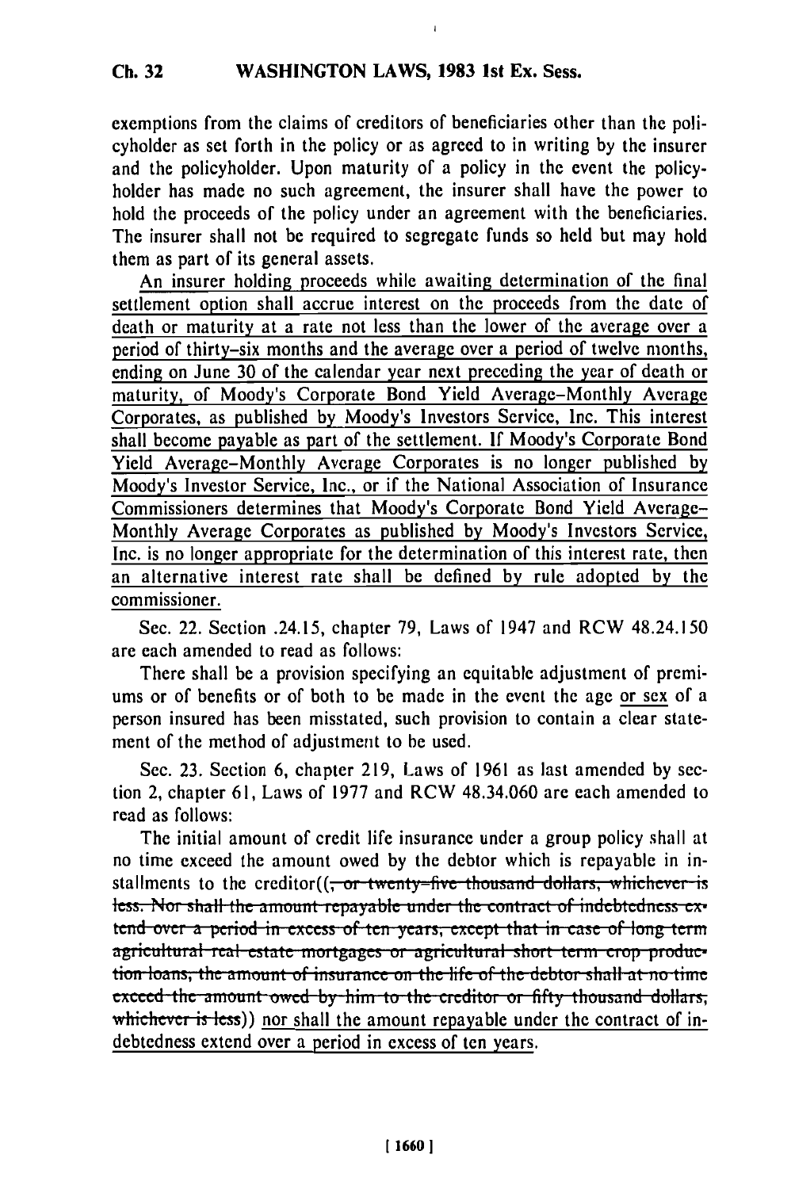exemptions from the claims of creditors of beneficiaries other than the policyholder as set forth in the policy or as agreed to in writing by the insurer and the policyholder. Upon maturity of a policy in the event the policyholder has made no such agreement, the insurer shall have the power to hold the proceeds of the policy under an agreement with the beneficiaries. The insurer shall not be required to segregate funds so held but may hold them as part of its general assets.

An insurer holding proceeds while awaiting determination of the final settlement option shall accrue interest on the proceeds from the date of death or maturity at a rate not less than the lower of the average over a period of thirty-six months and the average over a period of twelve months, ending on June 30 of the calendar year next preceding the year of death or maturity, of Moody's Corporate Bond Yield Average-Monthly Average Corporates, as published by Moody's Investors Service, Inc. This interest shall become payable as part of the settlement. If Moody's Corporate Bond Yield Average-Monthly Average Corporates is no longer published by Moody's Investor Service, Inc., or if the National Association of Insurance Commissioners determines that Moody's Corporate Bond Yield Average-Monthly Average Corporates as published by Moody's Investors Service, Inc. is no longer appropriate for the determination of this interest rate, then an alternative interest rate shall be defined by rule adopted by the commissioner.

Sec. 22. Section .24.15, chapter 79, Laws of 1947 and RCW 48.24.150 are each amended to read as follows:

There shall be a provision specifying an equitable adjustment of premiums or of benefits or of both to be made in the event the age or sex of a person insured has been misstated, such provision to contain a clear statement of the method of adjustment to be used.

Sec. 23. Section 6, chapter 219, Laws of 1961 as last amended by section 2, chapter 61, Laws of 1977 and RCW 48.34.060 are each amended to read as follows:

The initial amount of credit life insurance under a group policy shall at no time exceed the amount owed by the debtor which is repayable in installments to the creditor((~~, or twenty-five thousand dollars, whichever is less. Nor shall the amount repayable under the contract of indebtedness extend over a period in excess of ten years, except that in case of long term agricultural real estate mortgages or agricultural short term crop production loans, the amount of insurance on the life of the debtor shall at no time exceed the amount owed by him to the creditor or fifty thousand dollars, whichever is less~~)) nor shall the amount repayable under the contract of indebtedness extend over a period in excess of ten years.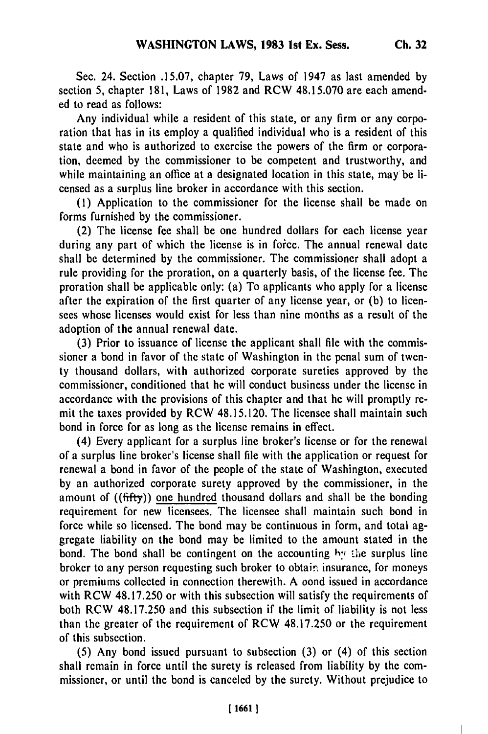Sec. 24. Section .15.07, chapter 79, Laws of 1947 as last amended by section 5, chapter 181, Laws of 1982 and RCW 48.15.070 are each amended to read as follows:

Any individual while a resident of this state, or any firm or any corporation that has in its employ a qualified individual who is a resident of this state and who is authorized to exercise the powers of the firm or corporation, deemed by the commissioner to be competent and trustworthy, and while maintaining an office at a designated location in this state, may be licensed as a surplus line broker in accordance with this section.

(1) Application to the commissioner for the license shall be made on forms furnished by the commissioner.

(2) The license fee shall be one hundred dollars for each license year during any part of which the license is in force. The annual renewal date shall be determined by the commissioner. The commissioner shall adopt a rule providing for the proration, on a quarterly basis, of the license fee. The proration shall be applicable only: (a) To applicants who apply for a license after the expiration of the first quarter of any license year, or (b) to licensees whose licenses would exist for less than nine months as a result of the adoption of the annual renewal date.

(3) Prior to issuance of license the applicant shall file with the commissioner a bond in favor of the state of Washington in the penal sum of twenty thousand dollars, with authorized corporate sureties approved by the commissioner, conditioned that he will conduct business under the license in accordance with the provisions of this chapter and that he will promptly remit the taxes provided by RCW 48.15.120. The licensee shall maintain such bond in force for as long as the license remains in effect.

(4) Every applicant for a surplus line broker's license or for the renewal of a surplus line broker's license shall file with the application or request for renewal a bond in favor of the people of the state of Washington, executed by an authorized corporate surety approved by the commissioner, in the amount of ((~~fifty~~)) <u>one hundred</u> thousand dollars and shall be the bonding requirement for new licensees. The licensee shall maintain such bond in force while so licensed. The bond may be continuous in form, and total aggregate liability on the bond may be limited to the amount stated in the bond. The bond shall be contingent on the accounting by the surplus line broker to any person requesting such broker to obtain insurance, for moneys or premiums collected in connection therewith. A bond issued in accordance with RCW 48.17.250 or with this subsection will satisfy the requirements of both RCW 48.17.250 and this subsection if the limit of liability is not less than the greater of the requirement of RCW 48.17.250 or the requirement of this subsection.

(5) Any bond issued pursuant to subsection (3) or (4) of this section shall remain in force until the surety is released from liability by the commissioner, or until the bond is canceled by the surety. Without prejudice to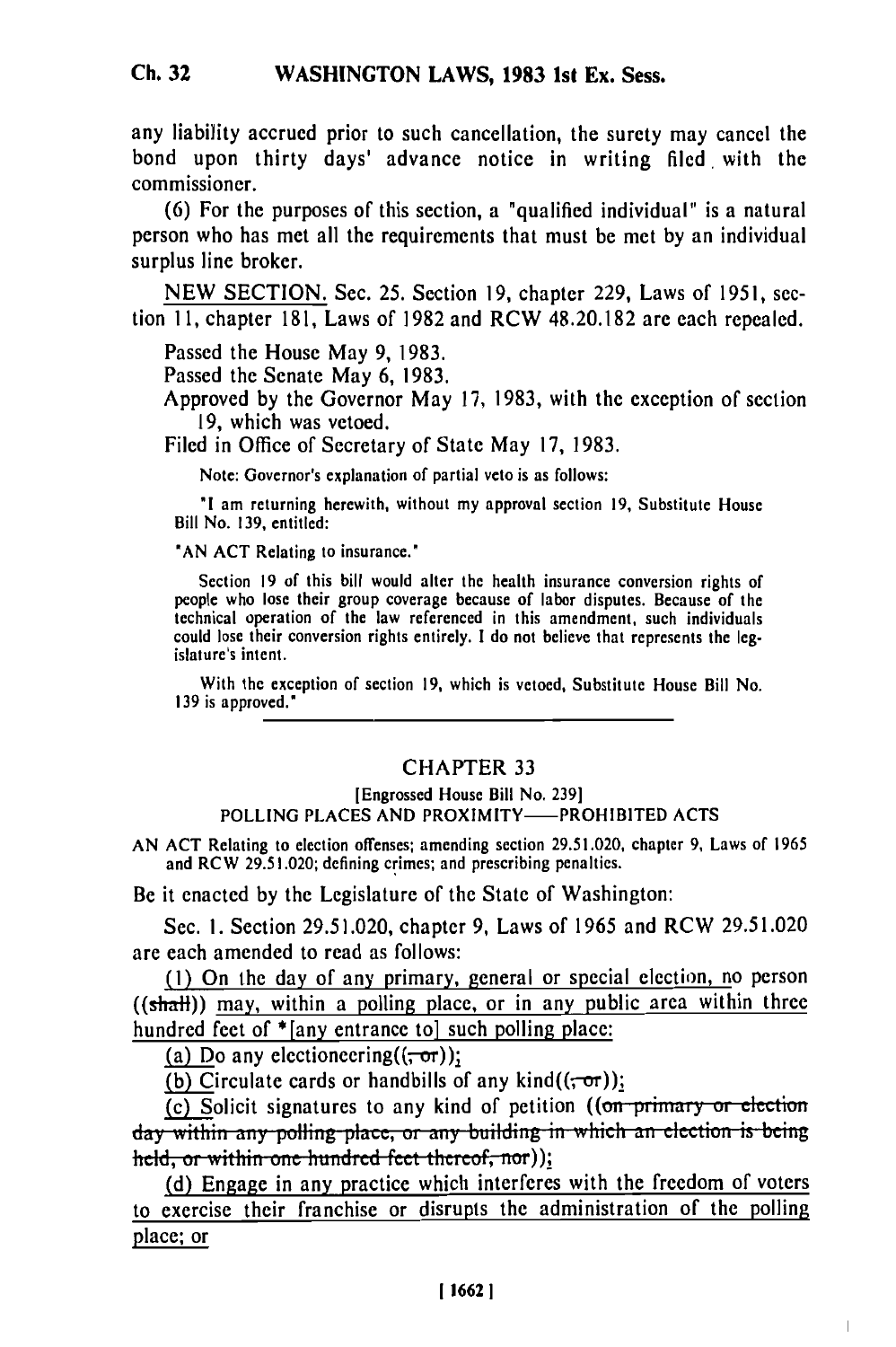any liability accrued prior to such cancellation, the surety may cancel the bond upon thirty days' advance notice in writing filed with the commissioner.

(6) For the purposes of this section, a "qualified individual" is a natural person who has met all the requirements that must be met by an individual surplus line broker.

NEW SECTION. Sec. 25. Section 19, chapter 229, Laws of 1951, section 11, chapter 181, Laws of 1982 and RCW 48.20.182 are each repealed.

Passed the House May 9, 1983.

Passed the Senate May 6, 1983.

Approved by the Governor May 17, 1983, with the exception of section 19, which was vetoed.

Filed in Office of Secretary of State May 17, 1983.

Note: Governor's explanation of partial veto is as follows:

"I am returning herewith, without my approval section 19, Substitute House Bill No. 139, entitled:

"AN ACT Relating to insurance."

Section 19 of this bill would alter the health insurance conversion rights of people who lose their group coverage because of labor disputes. Because of the technical operation of the law referenced in this amendment, such individuals could lose their conversion rights entirely. I do not believe that represents the legislature's intent.

With the exception of section 19, which is vetoed, Substitute House Bill No. 139 is approved."

## CHAPTER 33

[Engrossed House Bill No. 239]

POLLING PLACES AND PROXIMITY—PROHIBITED ACTS

AN ACT Relating to election offenses; amending section 29.51.020, chapter 9, Laws of 1965 and RCW 29.51.020; defining crimes; and prescribing penalties.

Be it enacted by the Legislature of the State of Washington:

Sec. 1. Section 29.51.020, chapter 9, Laws of 1965 and RCW 29.51.020 are each amended to read as follows:

(1) On the day of any primary, general or special election, no person ((~~shall~~)) may, within a polling place, or in any public area within three hundred feet of *[any entrance to] such polling place:

(a) Do any electioneering((~~, or~~));

(b) Circulate cards or handbills of any kind((~~, or~~));

(c) Solicit signatures to any kind of petition ((~~on primary or election day within any polling place, or any building in which an election is being held, or within one hundred feet thereof, nor~~));

(d) Engage in any practice which interferes with the freedom of voters to exercise their franchise or disrupts the administration of the polling place; or